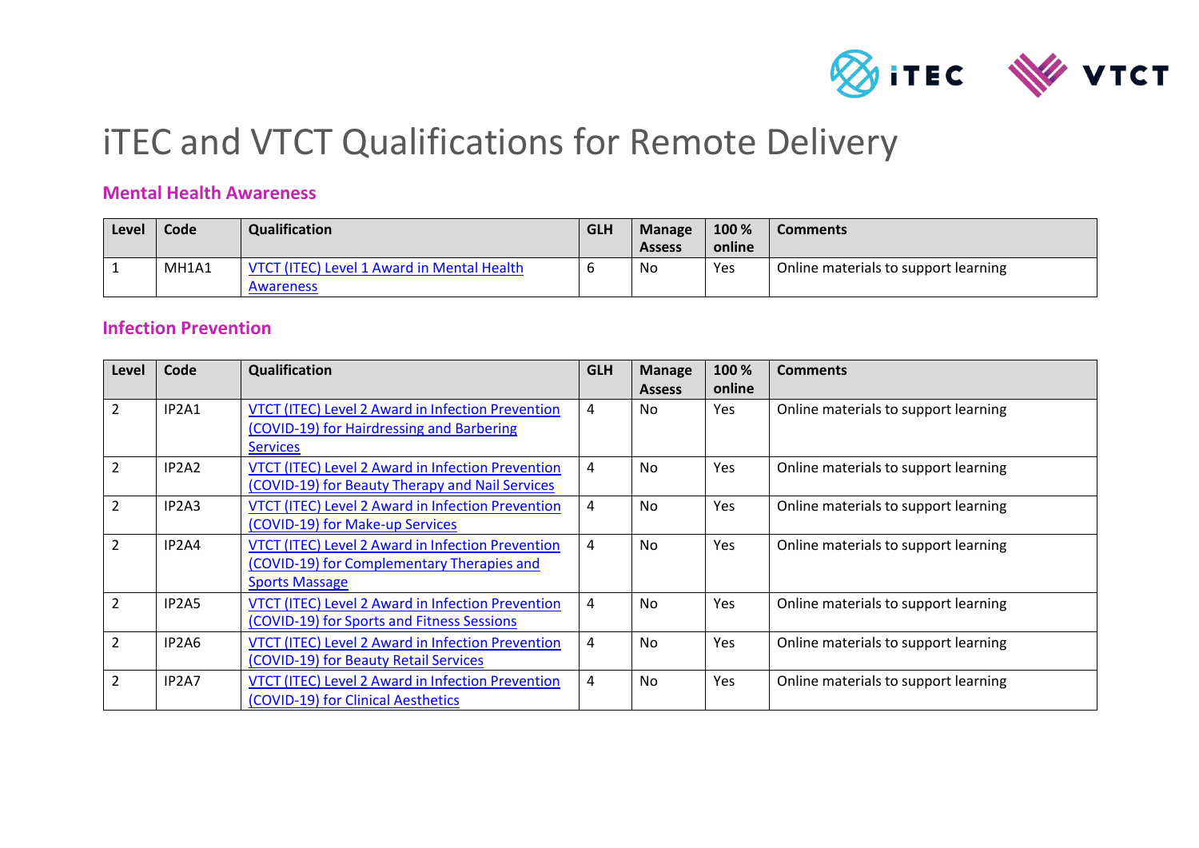# iTEC and VTCT Qualifications for Remote Delivery

## Mental Health Awareness

| Level | Code | Qualification | GLH | Manage Assess | 100 % online | Comments |
|---|---|---|---|---|---|---|
| 1 | MH1A1 | VTCT (ITEC) Level 1 Award in Mental Health Awareness | 6 | No | Yes | Online materials to support learning |

## Infection Prevention

| Level | Code | Qualification | GLH | Manage Assess | 100 % online | Comments |
|---|---|---|---|---|---|---|
| 2 | IP2A1 | VTCT (ITEC) Level 2 Award in Infection Prevention (COVID-19) for Hairdressing and Barbering Services | 4 | No | Yes | Online materials to support learning |
| 2 | IP2A2 | VTCT (ITEC) Level 2 Award in Infection Prevention (COVID-19) for Beauty Therapy and Nail Services | 4 | No | Yes | Online materials to support learning |
| 2 | IP2A3 | VTCT (ITEC) Level 2 Award in Infection Prevention (COVID-19) for Make-up Services | 4 | No | Yes | Online materials to support learning |
| 2 | IP2A4 | VTCT (ITEC) Level 2 Award in Infection Prevention (COVID-19) for Complementary Therapies and Sports Massage | 4 | No | Yes | Online materials to support learning |
| 2 | IP2A5 | VTCT (ITEC) Level 2 Award in Infection Prevention (COVID-19) for Sports and Fitness Sessions | 4 | No | Yes | Online materials to support learning |
| 2 | IP2A6 | VTCT (ITEC) Level 2 Award in Infection Prevention (COVID-19) for Beauty Retail Services | 4 | No | Yes | Online materials to support learning |
| 2 | IP2A7 | VTCT (ITEC) Level 2 Award in Infection Prevention (COVID-19) for Clinical Aesthetics | 4 | No | Yes | Online materials to support learning |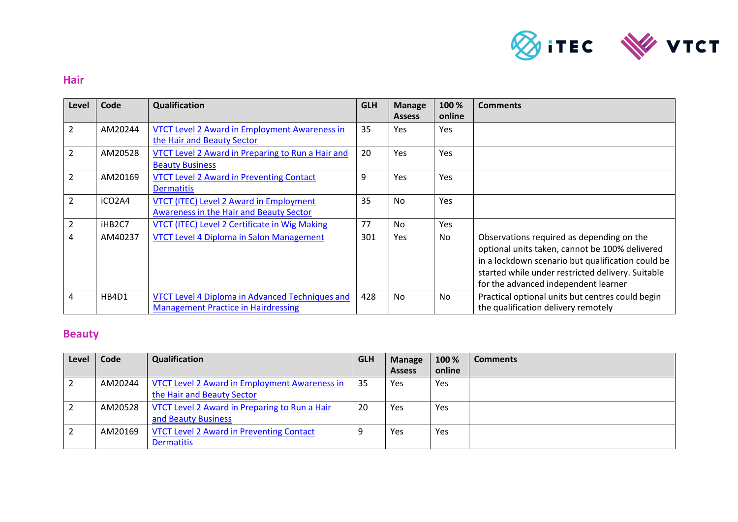## Hair

| Level | Code | Qualification | GLH | Manage Assess | 100 % online | Comments |
|---|---|---|---|---|---|---|
| 2 | AM20244 | VTCT Level 2 Award in Employment Awareness in the Hair and Beauty Sector | 35 | Yes | Yes | |
| 2 | AM20528 | VTCT Level 2 Award in Preparing to Run a Hair and Beauty Business | 20 | Yes | Yes | |
| 2 | AM20169 | VTCT Level 2 Award in Preventing Contact Dermatitis | 9 | Yes | Yes | |
| 2 | iCO2A4 | VTCT (ITEC) Level 2 Award in Employment Awareness in the Hair and Beauty Sector | 35 | No | Yes | |
| 2 | iHB2C7 | VTCT (ITEC) Level 2 Certificate in Wig Making | 77 | No | Yes | |
| 4 | AM40237 | VTCT Level 4 Diploma in Salon Management | 301 | Yes | No | Observations required as depending on the optional units taken, cannot be 100% delivered in a lockdown scenario but qualification could be started while under restricted delivery. Suitable for the advanced independent learner |
| 4 | HB4D1 | VTCT Level 4 Diploma in Advanced Techniques and Management Practice in Hairdressing | 428 | No | No | Practical optional units but centres could begin the qualification delivery remotely |

## Beauty

| Level | Code | Qualification | GLH | Manage Assess | 100 % online | Comments |
|---|---|---|---|---|---|---|
| 2 | AM20244 | VTCT Level 2 Award in Employment Awareness in the Hair and Beauty Sector | 35 | Yes | Yes | |
| 2 | AM20528 | VTCT Level 2 Award in Preparing to Run a Hair and Beauty Business | 20 | Yes | Yes | |
| 2 | AM20169 | VTCT Level 2 Award in Preventing Contact Dermatitis | 9 | Yes | Yes | |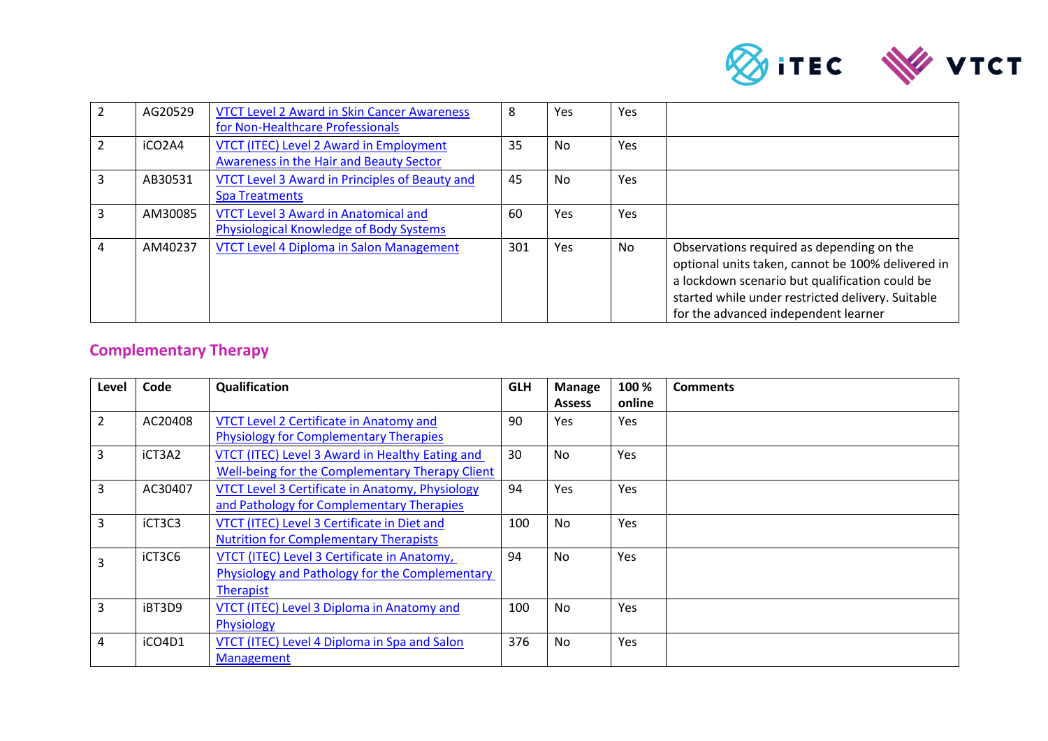| Level | Code | Qualification | GLH | Manage Assess | 100 % online | Comments |
|---|---|---|---|---|---|---|
| 2 | AG20529 | VTCT Level 2 Award in Skin Cancer Awareness for Non-Healthcare Professionals | 8 | Yes | Yes | |
| 2 | iCO2A4 | VTCT (ITEC) Level 2 Award in Employment Awareness in the Hair and Beauty Sector | 35 | No | Yes | |
| 3 | AB30531 | VTCT Level 3 Award in Principles of Beauty and Spa Treatments | 45 | No | Yes | |
| 3 | AM30085 | VTCT Level 3 Award in Anatomical and Physiological Knowledge of Body Systems | 60 | Yes | Yes | |
| 4 | AM40237 | VTCT Level 4 Diploma in Salon Management | 301 | Yes | No | Observations required as depending on the optional units taken, cannot be 100% delivered in a lockdown scenario but qualification could be started while under restricted delivery. Suitable for the advanced independent learner |

## Complementary Therapy

| Level | Code | Qualification | GLH | Manage Assess | 100 % online | Comments |
|---|---|---|---|---|---|---|
| 2 | AC20408 | VTCT Level 2 Certificate in Anatomy and Physiology for Complementary Therapies | 90 | Yes | Yes | |
| 3 | iCT3A2 | VTCT (ITEC) Level 3 Award in Healthy Eating and Well-being for the Complementary Therapy Client | 30 | No | Yes | |
| 3 | AC30407 | VTCT Level 3 Certificate in Anatomy, Physiology and Pathology for Complementary Therapies | 94 | Yes | Yes | |
| 3 | iCT3C3 | VTCT (ITEC) Level 3 Certificate in Diet and Nutrition for Complementary Therapists | 100 | No | Yes | |
| 3 | iCT3C6 | VTCT (ITEC) Level 3 Certificate in Anatomy, Physiology and Pathology for the Complementary Therapist | 94 | No | Yes | |
| 3 | iBT3D9 | VTCT (ITEC) Level 3 Diploma in Anatomy and Physiology | 100 | No | Yes | |
| 4 | iCO4D1 | VTCT (ITEC) Level 4 Diploma in Spa and Salon Management | 376 | No | Yes | |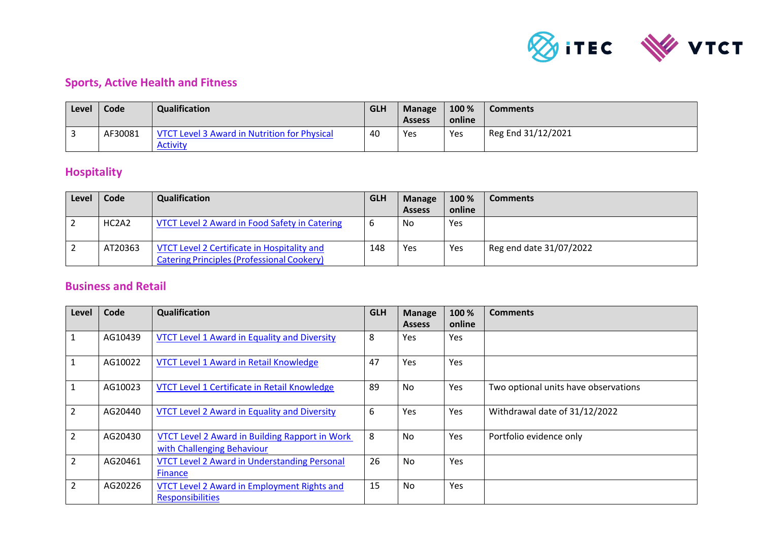## Sports, Active Health and Fitness

| Level | Code | Qualification | GLH | Manage Assess | 100 % online | Comments |
|---|---|---|---|---|---|---|
| 3 | AF30081 | VTCT Level 3 Award in Nutrition for Physical Activity | 40 | Yes | Yes | Reg End 31/12/2021 |

## Hospitality

| Level | Code | Qualification | GLH | Manage Assess | 100 % online | Comments |
|---|---|---|---|---|---|---|
| 2 | HC2A2 | VTCT Level 2 Award in Food Safety in Catering | 6 | No | Yes | |
| 2 | AT20363 | VTCT Level 2 Certificate in Hospitality and Catering Principles (Professional Cookery) | 148 | Yes | Yes | Reg end date 31/07/2022 |

## Business and Retail

| Level | Code | Qualification | GLH | Manage Assess | 100 % online | Comments |
|---|---|---|---|---|---|---|
| 1 | AG10439 | VTCT Level 1 Award in Equality and Diversity | 8 | Yes | Yes | |
| 1 | AG10022 | VTCT Level 1 Award in Retail Knowledge | 47 | Yes | Yes | |
| 1 | AG10023 | VTCT Level 1 Certificate in Retail Knowledge | 89 | No | Yes | Two optional units have observations |
| 2 | AG20440 | VTCT Level 2 Award in Equality and Diversity | 6 | Yes | Yes | Withdrawal date of 31/12/2022 |
| 2 | AG20430 | VTCT Level 2 Award in Building Rapport in Work with Challenging Behaviour | 8 | No | Yes | Portfolio evidence only |
| 2 | AG20461 | VTCT Level 2 Award in Understanding Personal Finance | 26 | No | Yes | |
| 2 | AG20226 | VTCT Level 2 Award in Employment Rights and Responsibilities | 15 | No | Yes | |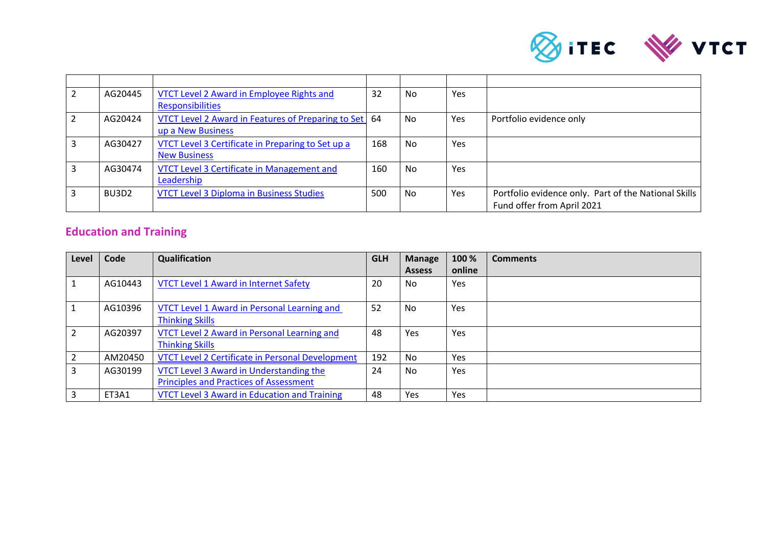| | | | | | | |
|---|---|---|---|---|---|---|
| 2 | AG20445 | VTCT Level 2 Award in Employee Rights and Responsibilities | 32 | No | Yes | |
| 2 | AG20424 | VTCT Level 2 Award in Features of Preparing to Set up a New Business | 64 | No | Yes | Portfolio evidence only |
| 3 | AG30427 | VTCT Level 3 Certificate in Preparing to Set up a New Business | 168 | No | Yes | |
| 3 | AG30474 | VTCT Level 3 Certificate in Management and Leadership | 160 | No | Yes | |
| 3 | BU3D2 | VTCT Level 3 Diploma in Business Studies | 500 | No | Yes | Portfolio evidence only. Part of the National Skills Fund offer from April 2021 |

## Education and Training

| Level | Code | Qualification | GLH | Manage Assess | 100 % online | Comments |
|---|---|---|---|---|---|---|
| 1 | AG10443 | VTCT Level 1 Award in Internet Safety | 20 | No | Yes | |
| 1 | AG10396 | VTCT Level 1 Award in Personal Learning and Thinking Skills | 52 | No | Yes | |
| 2 | AG20397 | VTCT Level 2 Award in Personal Learning and Thinking Skills | 48 | Yes | Yes | |
| 2 | AM20450 | VTCT Level 2 Certificate in Personal Development | 192 | No | Yes | |
| 3 | AG30199 | VTCT Level 3 Award in Understanding the Principles and Practices of Assessment | 24 | No | Yes | |
| 3 | ET3A1 | VTCT Level 3 Award in Education and Training | 48 | Yes | Yes | |